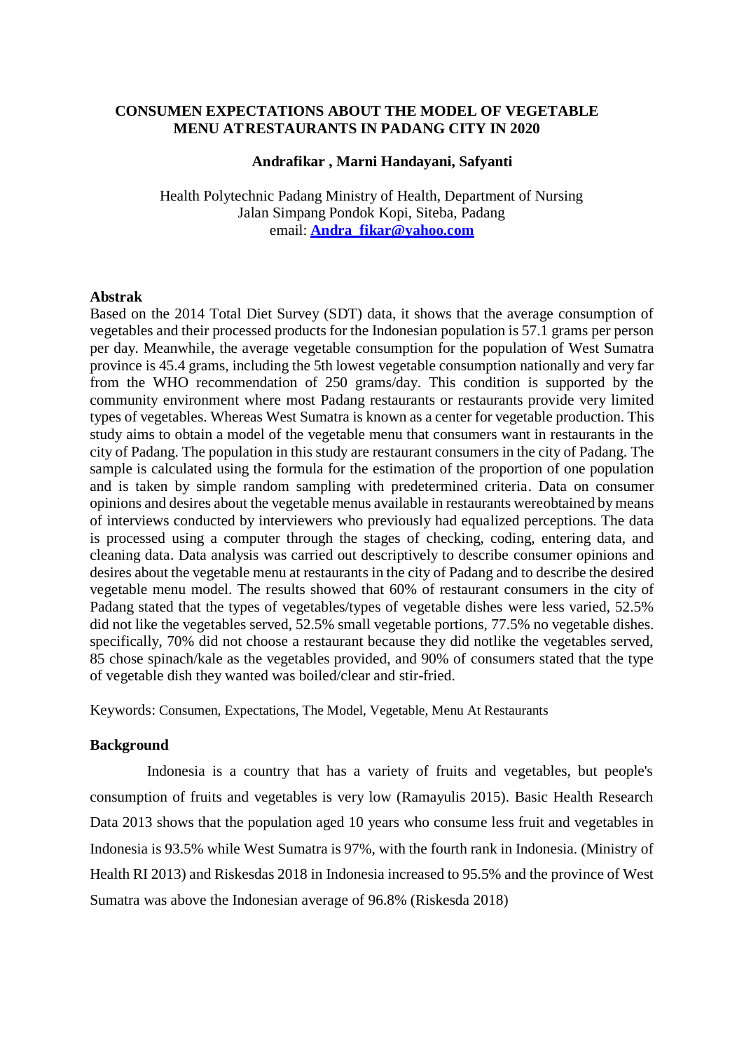# CONSUMEN EXPECTATIONS ABOUT THE MODEL OF VEGETABLE MENU ATRESTAURANTS IN PADANG CITY IN 2020

**Andrafikar , Marni Handayani, Safyanti**

Health Polytechnic Padang Ministry of Health, Department of Nursing
Jalan Simpang Pondok Kopi, Siteba, Padang
email: **Andra_fikar@yahoo.com**

## Abstrak

Based on the 2014 Total Diet Survey (SDT) data, it shows that the average consumption of vegetables and their processed products for the Indonesian population is 57.1 grams per person per day. Meanwhile, the average vegetable consumption for the population of West Sumatra province is 45.4 grams, including the 5th lowest vegetable consumption nationally and very far from the WHO recommendation of 250 grams/day. This condition is supported by the community environment where most Padang restaurants or restaurants provide very limited types of vegetables. Whereas West Sumatra is known as a center for vegetable production. This study aims to obtain a model of the vegetable menu that consumers want in restaurants in the city of Padang. The population in this study are restaurant consumers in the city of Padang. The sample is calculated using the formula for the estimation of the proportion of one population and is taken by simple random sampling with predetermined criteria. Data on consumer opinions and desires about the vegetable menus available in restaurants wereobtained by means of interviews conducted by interviewers who previously had equalized perceptions. The data is processed using a computer through the stages of checking, coding, entering data, and cleaning data. Data analysis was carried out descriptively to describe consumer opinions and desires about the vegetable menu at restaurants in the city of Padang and to describe the desired vegetable menu model. The results showed that 60% of restaurant consumers in the city of Padang stated that the types of vegetables/types of vegetable dishes were less varied, 52.5% did not like the vegetables served, 52.5% small vegetable portions, 77.5% no vegetable dishes. specifically, 70% did not choose a restaurant because they did notlike the vegetables served, 85 chose spinach/kale as the vegetables provided, and 90% of consumers stated that the type of vegetable dish they wanted was boiled/clear and stir-fried.

Keywords: Consumen, Expectations, The Model, Vegetable, Menu At Restaurants

## Background

Indonesia is a country that has a variety of fruits and vegetables, but people's consumption of fruits and vegetables is very low (Ramayulis 2015). Basic Health Research Data 2013 shows that the population aged 10 years who consume less fruit and vegetables in Indonesia is 93.5% while West Sumatra is 97%, with the fourth rank in Indonesia. (Ministry of Health RI 2013) and Riskesdas 2018 in Indonesia increased to 95.5% and the province of West Sumatra was above the Indonesian average of 96.8% (Riskesda 2018)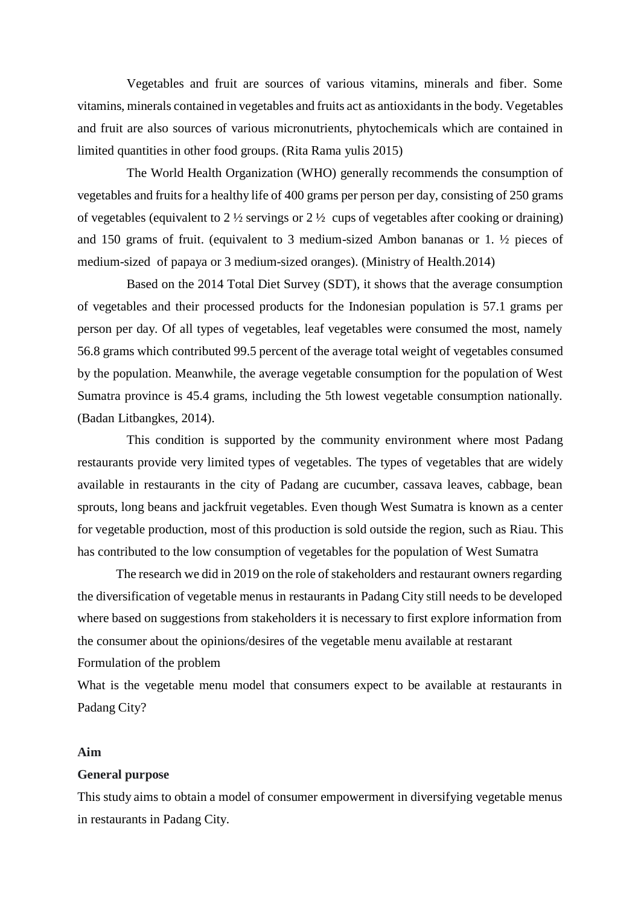Vegetables and fruit are sources of various vitamins, minerals and fiber. Some vitamins, minerals contained in vegetables and fruits act as antioxidants in the body. Vegetables and fruit are also sources of various micronutrients, phytochemicals which are contained in limited quantities in other food groups. (Rita Rama yulis 2015)

The World Health Organization (WHO) generally recommends the consumption of vegetables and fruits for a healthy life of 400 grams per person per day, consisting of 250 grams of vegetables (equivalent to 2 ½ servings or 2 ½ cups of vegetables after cooking or draining) and 150 grams of fruit. (equivalent to 3 medium-sized Ambon bananas or 1. ½ pieces of medium-sized of papaya or 3 medium-sized oranges). (Ministry of Health.2014)

Based on the 2014 Total Diet Survey (SDT), it shows that the average consumption of vegetables and their processed products for the Indonesian population is 57.1 grams per person per day. Of all types of vegetables, leaf vegetables were consumed the most, namely 56.8 grams which contributed 99.5 percent of the average total weight of vegetables consumed by the population. Meanwhile, the average vegetable consumption for the population of West Sumatra province is 45.4 grams, including the 5th lowest vegetable consumption nationally. (Badan Litbangkes, 2014).

This condition is supported by the community environment where most Padang restaurants provide very limited types of vegetables. The types of vegetables that are widely available in restaurants in the city of Padang are cucumber, cassava leaves, cabbage, bean sprouts, long beans and jackfruit vegetables. Even though West Sumatra is known as a center for vegetable production, most of this production is sold outside the region, such as Riau. This has contributed to the low consumption of vegetables for the population of West Sumatra

The research we did in 2019 on the role of stakeholders and restaurant owners regarding the diversification of vegetable menus in restaurants in Padang City still needs to be developed where based on suggestions from stakeholders it is necessary to first explore information from the consumer about the opinions/desires of the vegetable menu available at restarant

Formulation of the problem

What is the vegetable menu model that consumers expect to be available at restaurants in Padang City?

**Aim**

**General purpose**

This study aims to obtain a model of consumer empowerment in diversifying vegetable menus in restaurants in Padang City.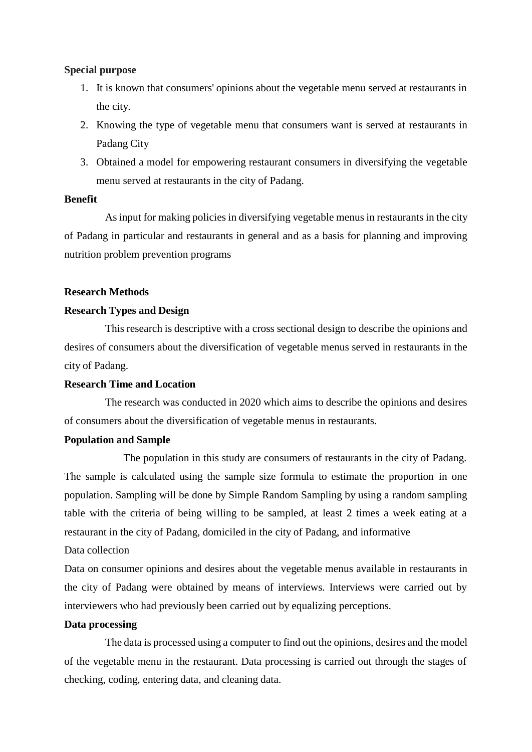**Special purpose**

1. It is known that consumers' opinions about the vegetable menu served at restaurants in the city.
2. Knowing the type of vegetable menu that consumers want is served at restaurants in Padang City
3. Obtained a model for empowering restaurant consumers in diversifying the vegetable menu served at restaurants in the city of Padang.

**Benefit**

As input for making policies in diversifying vegetable menus in restaurants in the city of Padang in particular and restaurants in general and as a basis for planning and improving nutrition problem prevention programs

**Research Methods**

**Research Types and Design**

This research is descriptive with a cross sectional design to describe the opinions and desires of consumers about the diversification of vegetable menus served in restaurants in the city of Padang.

**Research Time and Location**

The research was conducted in 2020 which aims to describe the opinions and desires of consumers about the diversification of vegetable menus in restaurants.

**Population and Sample**

The population in this study are consumers of restaurants in the city of Padang. The sample is calculated using the sample size formula to estimate the proportion in one population. Sampling will be done by Simple Random Sampling by using a random sampling table with the criteria of being willing to be sampled, at least 2 times a week eating at a restaurant in the city of Padang, domiciled in the city of Padang, and informative

Data collection

Data on consumer opinions and desires about the vegetable menus available in restaurants in the city of Padang were obtained by means of interviews. Interviews were carried out by interviewers who had previously been carried out by equalizing perceptions.

**Data processing**

The data is processed using a computer to find out the opinions, desires and the model of the vegetable menu in the restaurant. Data processing is carried out through the stages of checking, coding, entering data, and cleaning data.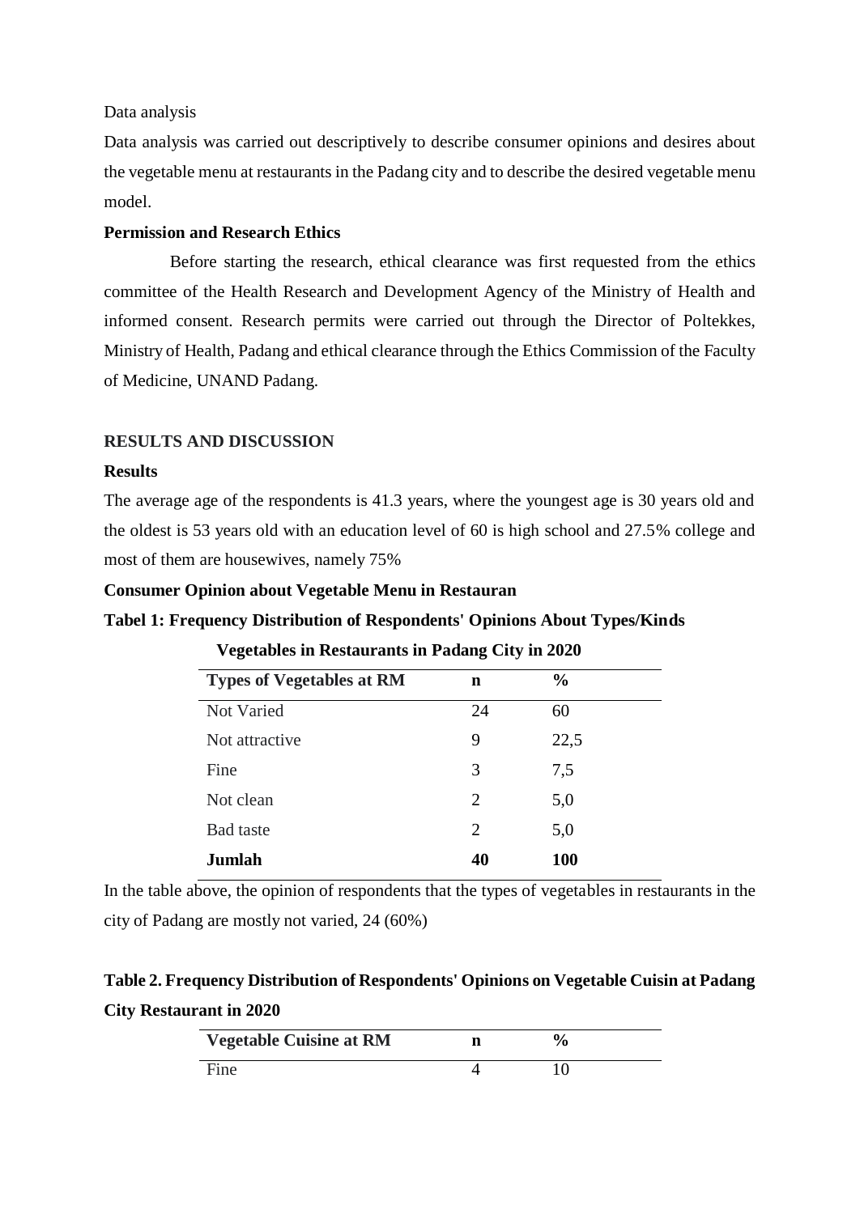Data analysis

Data analysis was carried out descriptively to describe consumer opinions and desires about the vegetable menu at restaurants in the Padang city and to describe the desired vegetable menu model.

**Permission and Research Ethics**

Before starting the research, ethical clearance was first requested from the ethics committee of the Health Research and Development Agency of the Ministry of Health and informed consent. Research permits were carried out through the Director of Poltekkes, Ministry of Health, Padang and ethical clearance through the Ethics Commission of the Faculty of Medicine, UNAND Padang.

## RESULTS AND DISCUSSION

### Results

The average age of the respondents is 41.3 years, where the youngest age is 30 years old and the oldest is 53 years old with an education level of 60 is high school and 27.5% college and most of them are housewives, namely 75%

**Consumer Opinion about Vegetable Menu in Restauran**

**Tabel 1: Frequency Distribution of Respondents' Opinions About Types/Kinds Vegetables in Restaurants in Padang City in 2020**

| Types of Vegetables at RM | n | % |
|---|---|---|
| Not Varied | 24 | 60 |
| Not attractive | 9 | 22,5 |
| Fine | 3 | 7,5 |
| Not clean | 2 | 5,0 |
| Bad taste | 2 | 5,0 |
| **Jumlah** | **40** | **100** |

In the table above, the opinion of respondents that the types of vegetables in restaurants in the city of Padang are mostly not varied, 24 (60%)

**Table 2. Frequency Distribution of Respondents' Opinions on Vegetable Cuisin at Padang City Restaurant in 2020**

| Vegetable Cuisine at RM | n | % |
|---|---|---|
| Fine | 4 | 10 |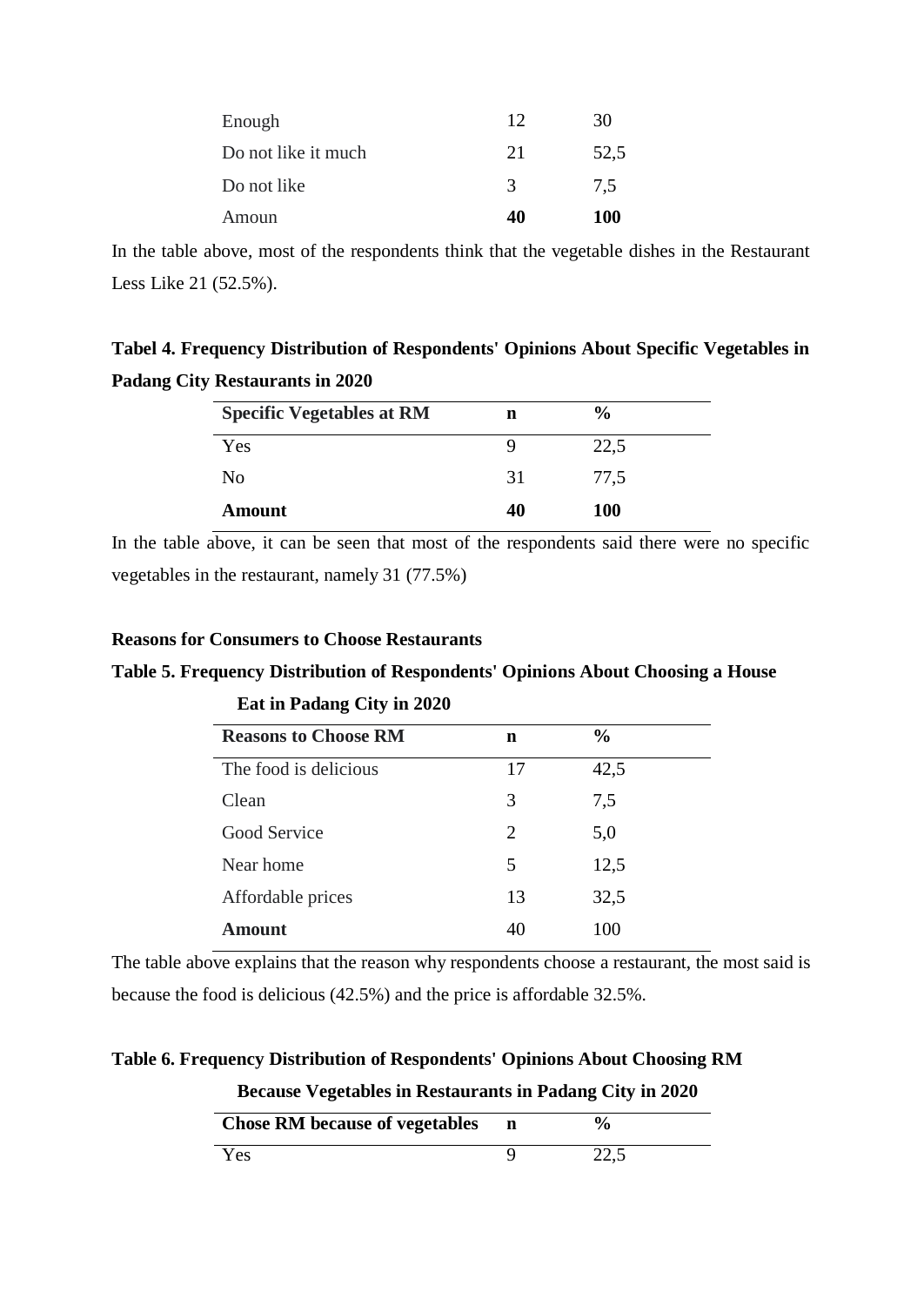| | | |
|---|---|---|
| Enough | 12 | 30 |
| Do not like it much | 21 | 52,5 |
| Do not like | 3 | 7,5 |
| Amoun | **40** | **100** |

In the table above, most of the respondents think that the vegetable dishes in the Restaurant Less Like 21 (52.5%).

**Tabel 4. Frequency Distribution of Respondents' Opinions About Specific Vegetables in Padang City Restaurants in 2020**

| **Specific Vegetables at RM** | **n** | **%** |
|---|---|---|
| Yes | 9 | 22,5 |
| No | 31 | 77,5 |
| **Amount** | **40** | **100** |

In the table above, it can be seen that most of the respondents said there were no specific vegetables in the restaurant, namely 31 (77.5%)

**Reasons for Consumers to Choose Restaurants**

**Table 5. Frequency Distribution of Respondents' Opinions About Choosing a House Eat in Padang City in 2020**

| **Reasons to Choose RM** | **n** | **%** |
|---|---|---|
| The food is delicious | 17 | 42,5 |
| Clean | 3 | 7,5 |
| Good Service | 2 | 5,0 |
| Near home | 5 | 12,5 |
| Affordable prices | 13 | 32,5 |
| **Amount** | 40 | 100 |

The table above explains that the reason why respondents choose a restaurant, the most said is because the food is delicious (42.5%) and the price is affordable 32.5%.

**Table 6. Frequency Distribution of Respondents' Opinions About Choosing RM Because Vegetables in Restaurants in Padang City in 2020**

| **Chose RM because of vegetables** | **n** | **%** |
|---|---|---|
| Yes | 9 | 22,5 |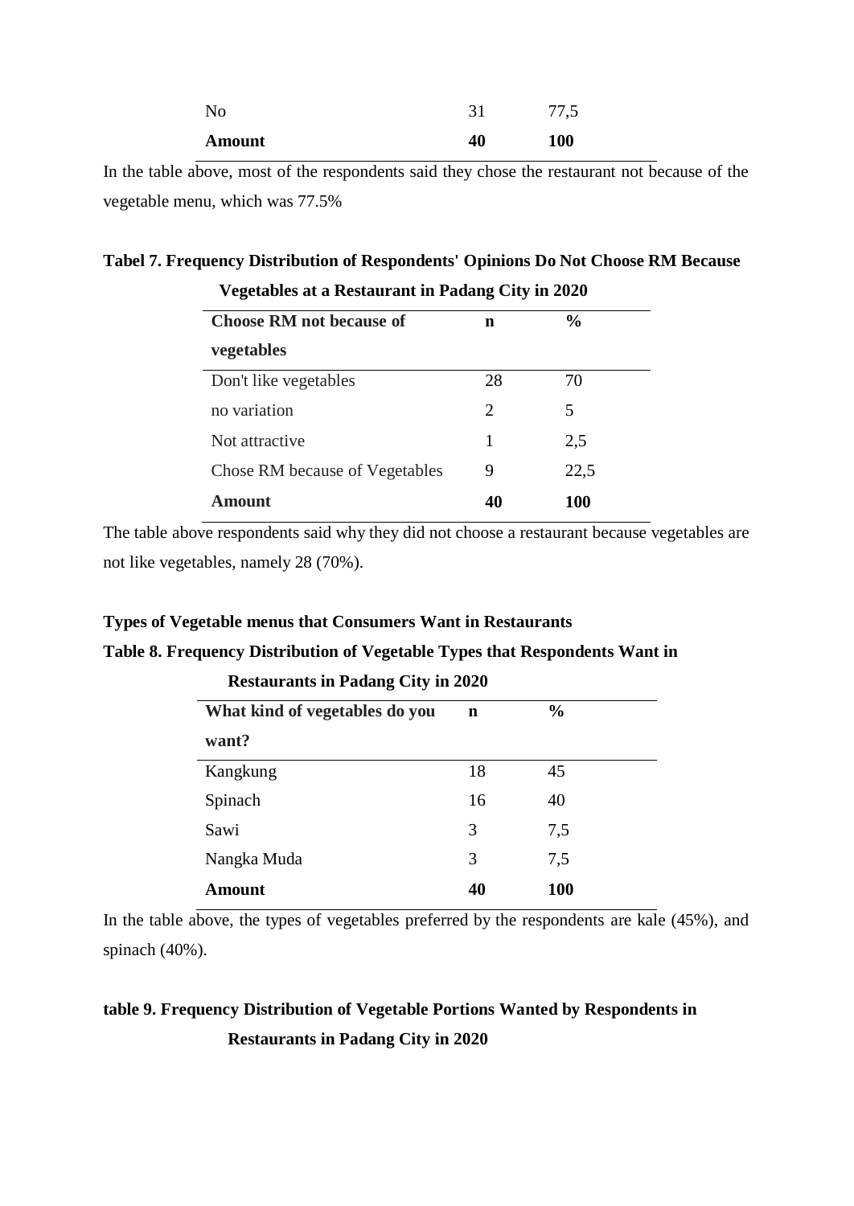| No | 31 | 77,5 |
|---|---|---|
| **Amount** | **40** | **100** |

In the table above, most of the respondents said they chose the restaurant not because of the vegetable menu, which was 77.5%

**Tabel 7. Frequency Distribution of Respondents' Opinions Do Not Choose RM Because Vegetables at a Restaurant in Padang City in 2020**

| Choose RM not because of vegetables | n | % |
|---|---|---|
| Don't like vegetables | 28 | 70 |
| no variation | 2 | 5 |
| Not attractive | 1 | 2,5 |
| Chose RM because of Vegetables | 9 | 22,5 |
| **Amount** | **40** | **100** |

The table above respondents said why they did not choose a restaurant because vegetables are not like vegetables, namely 28 (70%).

**Types of Vegetable menus that Consumers Want in Restaurants**

**Table 8. Frequency Distribution of Vegetable Types that Respondents Want in Restaurants in Padang City in 2020**

| What kind of vegetables do you want? | n | % |
|---|---|---|
| Kangkung | 18 | 45 |
| Spinach | 16 | 40 |
| Sawi | 3 | 7,5 |
| Nangka Muda | 3 | 7,5 |
| **Amount** | **40** | **100** |

In the table above, the types of vegetables preferred by the respondents are kale (45%), and spinach (40%).

**table 9. Frequency Distribution of Vegetable Portions Wanted by Respondents in Restaurants in Padang City in 2020**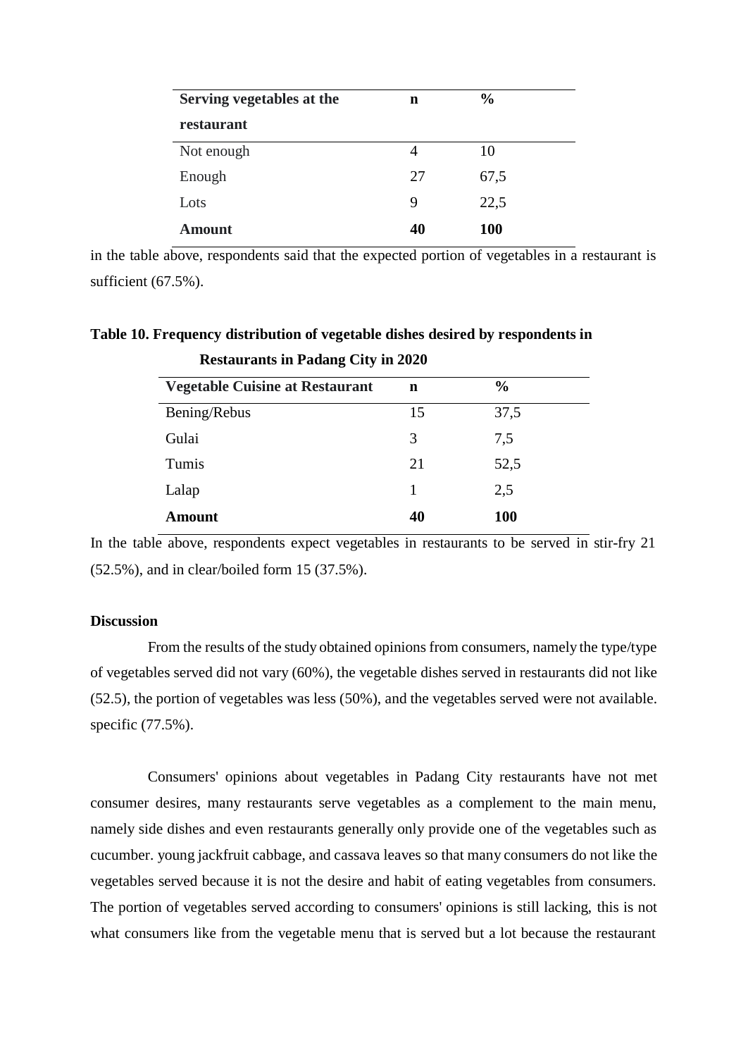| Serving vegetables at the restaurant | n | % |
|---|---|---|
| Not enough | 4 | 10 |
| Enough | 27 | 67,5 |
| Lots | 9 | 22,5 |
| **Amount** | **40** | **100** |

in the table above, respondents said that the expected portion of vegetables in a restaurant is sufficient (67.5%).

**Table 10. Frequency distribution of vegetable dishes desired by respondents in Restaurants in Padang City in 2020**

| Vegetable Cuisine at Restaurant | n | % |
|---|---|---|
| Bening/Rebus | 15 | 37,5 |
| Gulai | 3 | 7,5 |
| Tumis | 21 | 52,5 |
| Lalap | 1 | 2,5 |
| **Amount** | **40** | **100** |

In the table above, respondents expect vegetables in restaurants to be served in stir-fry 21 (52.5%), and in clear/boiled form 15 (37.5%).

**Discussion**

From the results of the study obtained opinions from consumers, namely the type/type of vegetables served did not vary (60%), the vegetable dishes served in restaurants did not like (52.5), the portion of vegetables was less (50%), and the vegetables served were not available. specific (77.5%).

Consumers' opinions about vegetables in Padang City restaurants have not met consumer desires, many restaurants serve vegetables as a complement to the main menu, namely side dishes and even restaurants generally only provide one of the vegetables such as cucumber. young jackfruit cabbage, and cassava leaves so that many consumers do not like the vegetables served because it is not the desire and habit of eating vegetables from consumers. The portion of vegetables served according to consumers' opinions is still lacking, this is not what consumers like from the vegetable menu that is served but a lot because the restaurant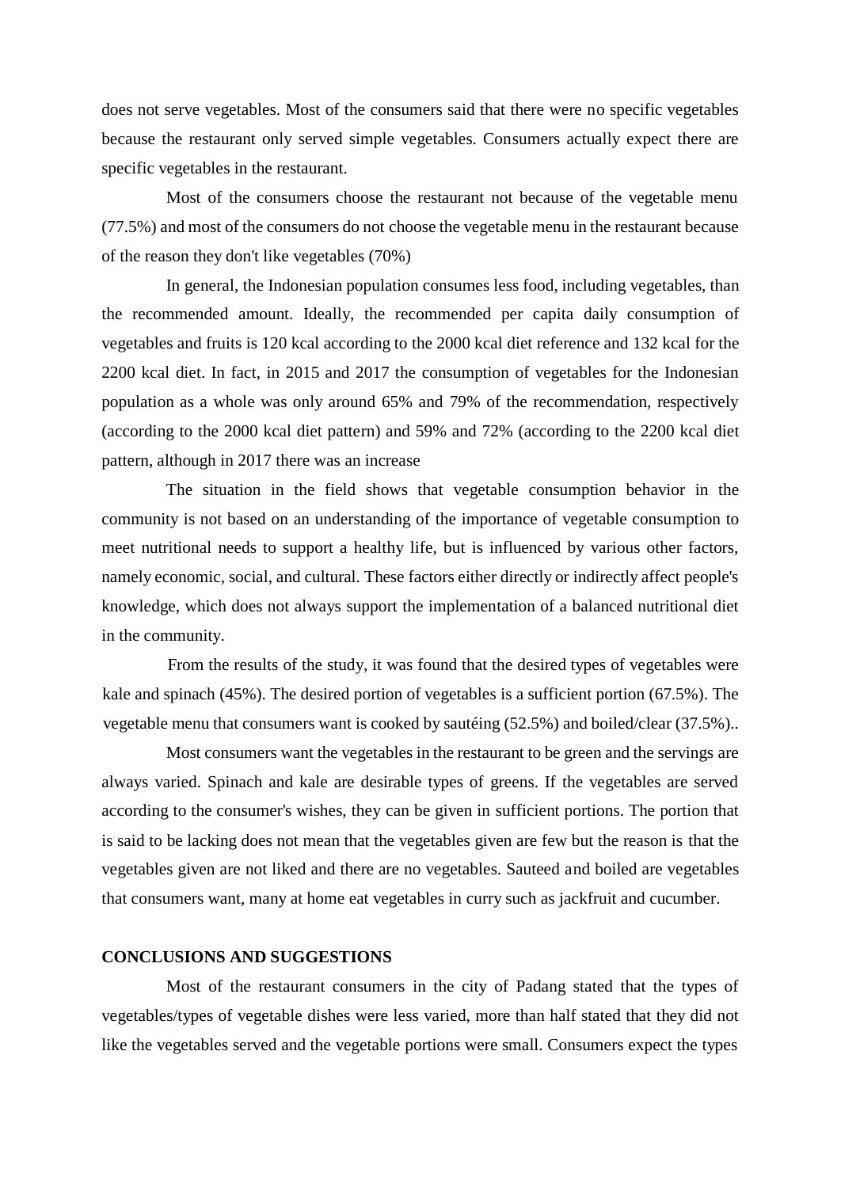does not serve vegetables. Most of the consumers said that there were no specific vegetables because the restaurant only served simple vegetables. Consumers actually expect there are specific vegetables in the restaurant.

Most of the consumers choose the restaurant not because of the vegetable menu (77.5%) and most of the consumers do not choose the vegetable menu in the restaurant because of the reason they don't like vegetables (70%)

In general, the Indonesian population consumes less food, including vegetables, than the recommended amount. Ideally, the recommended per capita daily consumption of vegetables and fruits is 120 kcal according to the 2000 kcal diet reference and 132 kcal for the 2200 kcal diet. In fact, in 2015 and 2017 the consumption of vegetables for the Indonesian population as a whole was only around 65% and 79% of the recommendation, respectively (according to the 2000 kcal diet pattern) and 59% and 72% (according to the 2200 kcal diet pattern, although in 2017 there was an increase

The situation in the field shows that vegetable consumption behavior in the community is not based on an understanding of the importance of vegetable consumption to meet nutritional needs to support a healthy life, but is influenced by various other factors, namely economic, social, and cultural. These factors either directly or indirectly affect people's knowledge, which does not always support the implementation of a balanced nutritional diet in the community.

From the results of the study, it was found that the desired types of vegetables were kale and spinach (45%). The desired portion of vegetables is a sufficient portion (67.5%). The vegetable menu that consumers want is cooked by sautéing (52.5%) and boiled/clear (37.5%)..

Most consumers want the vegetables in the restaurant to be green and the servings are always varied. Spinach and kale are desirable types of greens. If the vegetables are served according to the consumer's wishes, they can be given in sufficient portions. The portion that is said to be lacking does not mean that the vegetables given are few but the reason is that the vegetables given are not liked and there are no vegetables. Sauteed and boiled are vegetables that consumers want, many at home eat vegetables in curry such as jackfruit and cucumber.

## CONCLUSIONS AND SUGGESTIONS

Most of the restaurant consumers in the city of Padang stated that the types of vegetables/types of vegetable dishes were less varied, more than half stated that they did not like the vegetables served and the vegetable portions were small. Consumers expect the types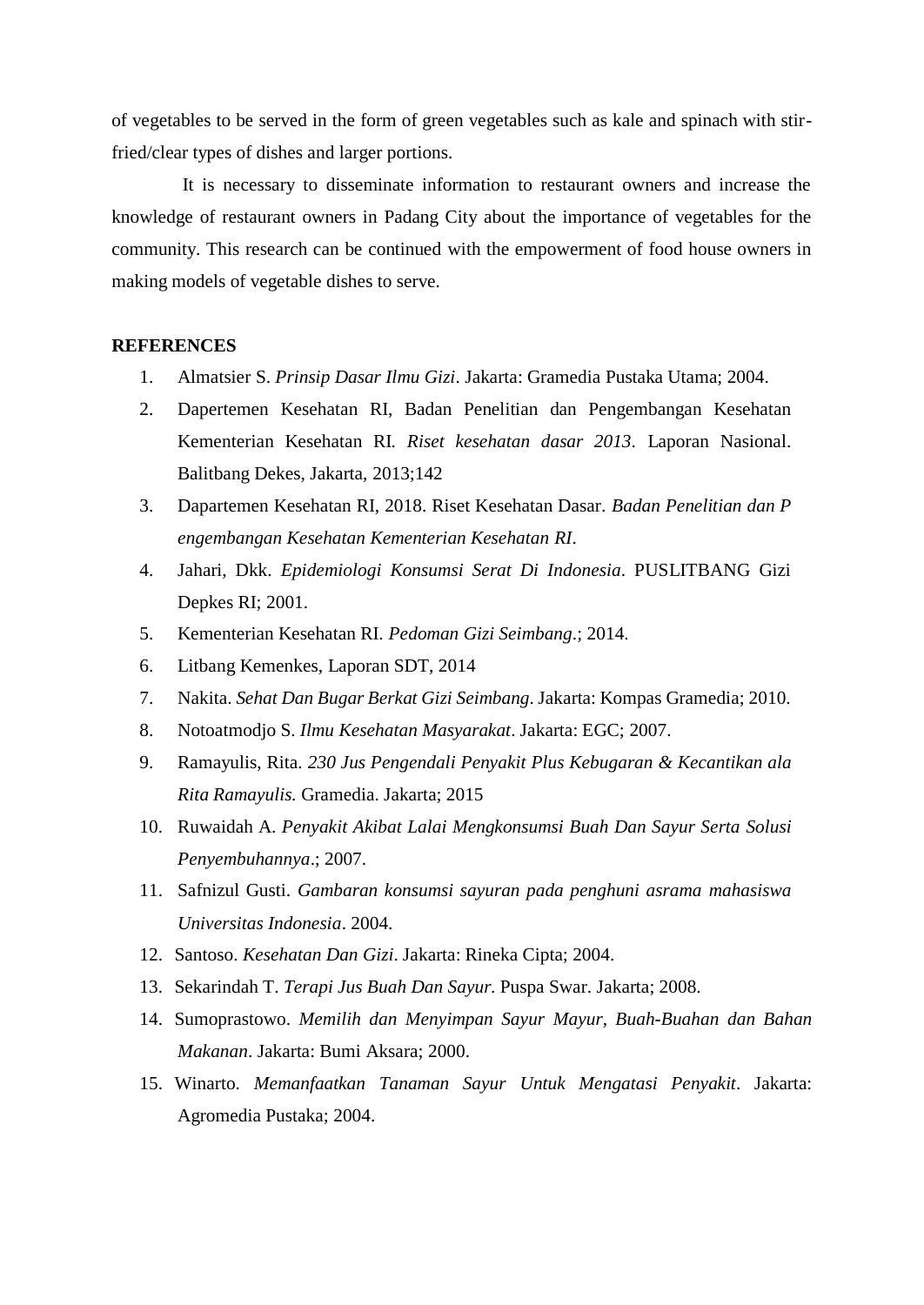of vegetables to be served in the form of green vegetables such as kale and spinach with stir-fried/clear types of dishes and larger portions.

It is necessary to disseminate information to restaurant owners and increase the knowledge of restaurant owners in Padang City about the importance of vegetables for the community. This research can be continued with the empowerment of food house owners in making models of vegetable dishes to serve.

**REFERENCES**

1. Almatsier S. *Prinsip Dasar Ilmu Gizi*. Jakarta: Gramedia Pustaka Utama; 2004.
2. Dapertemen Kesehatan RI, Badan Penelitian dan Pengembangan Kesehatan Kementerian Kesehatan RI. *Riset kesehatan dasar 2013*. Laporan Nasional. Balitbang Dekes, Jakarta, 2013;142
3. Dapartemen Kesehatan RI, 2018. Riset Kesehatan Dasar. *Badan Penelitian dan P engembangan Kesehatan Kementerian Kesehatan RI*.
4. Jahari, Dkk. *Epidemiologi Konsumsi Serat Di Indonesia*. PUSLITBANG Gizi Depkes RI; 2001.
5. Kementerian Kesehatan RI. *Pedoman Gizi Seimbang*.; 2014.
6. Litbang Kemenkes, Laporan SDT, 2014
7. Nakita. *Sehat Dan Bugar Berkat Gizi Seimbang*. Jakarta: Kompas Gramedia; 2010.
8. Notoatmodjo S. *Ilmu Kesehatan Masyarakat*. Jakarta: EGC; 2007.
9. Ramayulis, Rita. *230 Jus Pengendali Penyakit Plus Kebugaran & Kecantikan ala Rita Ramayulis.* Gramedia. Jakarta; 2015
10. Ruwaidah A. *Penyakit Akibat Lalai Mengkonsumsi Buah Dan Sayur Serta Solusi Penyembuhannya*.; 2007.
11. Safnizul Gusti. *Gambaran konsumsi sayuran pada penghuni asrama mahasiswa Universitas Indonesia*. 2004.
12. Santoso. *Kesehatan Dan Gizi*. Jakarta: Rineka Cipta; 2004.
13. Sekarindah T. *Terapi Jus Buah Dan Sayur*. Puspa Swar. Jakarta; 2008.
14. Sumoprastowo. *Memilih dan Menyimpan Sayur Mayur, Buah-Buahan dan Bahan Makanan*. Jakarta: Bumi Aksara; 2000.
15. Winarto. *Memanfaatkan Tanaman Sayur Untuk Mengatasi Penyakit*. Jakarta: Agromedia Pustaka; 2004.